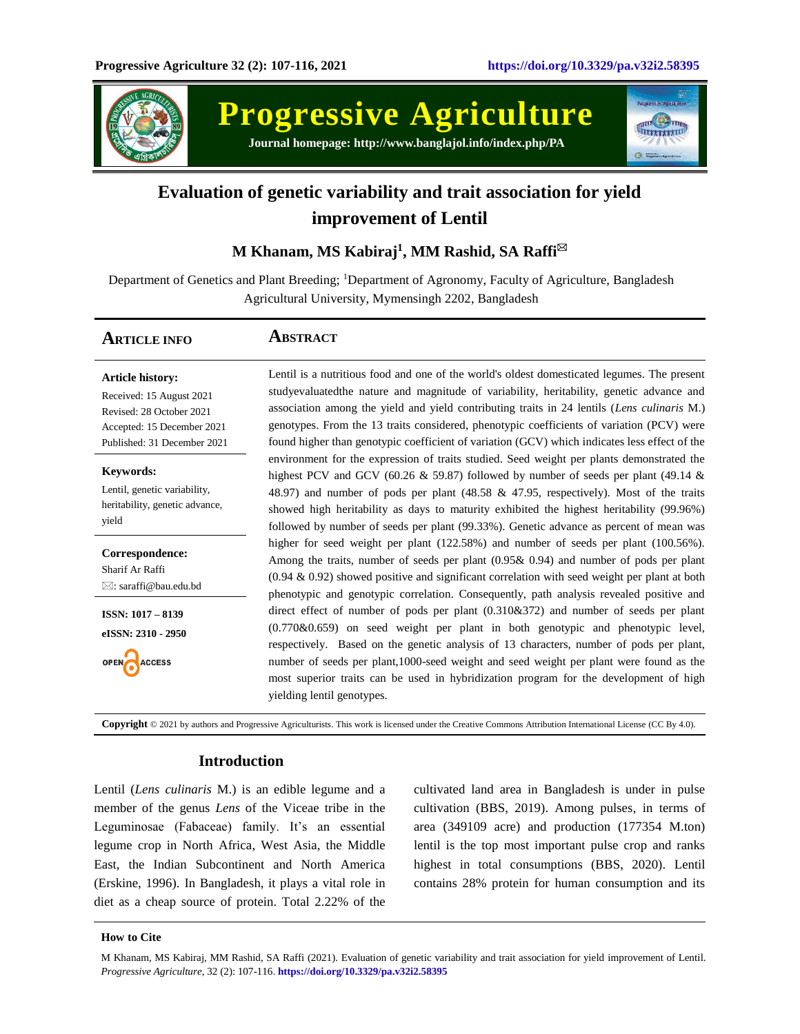# Evaluation of genetic variability and trait association for yield improvement of Lentil

**M Khanam, MS Kabiraj[1], MM Rashid, SA Raffi**

Department of Genetics and Plant Breeding; [1]Department of Agronomy, Faculty of Agriculture, Bangladesh Agricultural University, Mymensingh 2202, Bangladesh

## Article Info

**Article history:**
Received: 15 August 2021
Revised: 28 October 2021
Accepted: 15 December 2021
Published: 31 December 2021

**Keywords:**
Lentil, genetic variability, heritability, genetic advance, yield

**Correspondence:**
Sharif Ar Raffi
✉: saraffi@bau.edu.bd

**ISSN: 1017 – 8139**
**eISSN: 2310 - 2950**

OPEN ACCESS

## Abstract

Lentil is a nutritious food and one of the world's oldest domesticated legumes. The present studyevaluatedthe nature and magnitude of variability, heritability, genetic advance and association among the yield and yield contributing traits in 24 lentils (*Lens culinaris* M.) genotypes. From the 13 traits considered, phenotypic coefficients of variation (PCV) were found higher than genotypic coefficient of variation (GCV) which indicates less effect of the environment for the expression of traits studied. Seed weight per plants demonstrated the highest PCV and GCV (60.26 & 59.87) followed by number of seeds per plant (49.14 & 48.97) and number of pods per plant (48.58 & 47.95, respectively). Most of the traits showed high heritability as days to maturity exhibited the highest heritability (99.96%) followed by number of seeds per plant (99.33%). Genetic advance as percent of mean was higher for seed weight per plant (122.58%) and number of seeds per plant (100.56%). Among the traits, number of seeds per plant (0.95& 0.94) and number of pods per plant (0.94 & 0.92) showed positive and significant correlation with seed weight per plant at both phenotypic and genotypic correlation. Consequently, path analysis revealed positive and direct effect of number of pods per plant (0.310&372) and number of seeds per plant (0.770&0.659) on seed weight per plant in both genotypic and phenotypic level, respectively. Based on the genetic analysis of 13 characters, number of pods per plant, number of seeds per plant,1000-seed weight and seed weight per plant were found as the most superior traits can be used in hybridization program for the development of high yielding lentil genotypes.

**Copyright** © 2021 by authors and Progressive Agriculturists. This work is licensed under the Creative Commons Attribution International License (CC By 4.0).

## Introduction

Lentil (*Lens culinaris* M.) is an edible legume and a member of the genus *Lens* of the Viceae tribe in the Leguminosae (Fabaceae) family. It's an essential legume crop in North Africa, West Asia, the Middle East, the Indian Subcontinent and North America (Erskine, 1996). In Bangladesh, it plays a vital role in diet as a cheap source of protein. Total 2.22% of the cultivated land area in Bangladesh is under in pulse cultivation (BBS, 2019). Among pulses, in terms of area (349109 acre) and production (177354 M.ton) lentil is the top most important pulse crop and ranks highest in total consumptions (BBS, 2020). Lentil contains 28% protein for human consumption and its

**How to Cite**

M Khanam, MS Kabiraj, MM Rashid, SA Raffi (2021). Evaluation of genetic variability and trait association for yield improvement of Lentil. *Progressive Agriculture*, 32 (2): 107-116. **https://doi.org/10.3329/pa.v32i2.58395**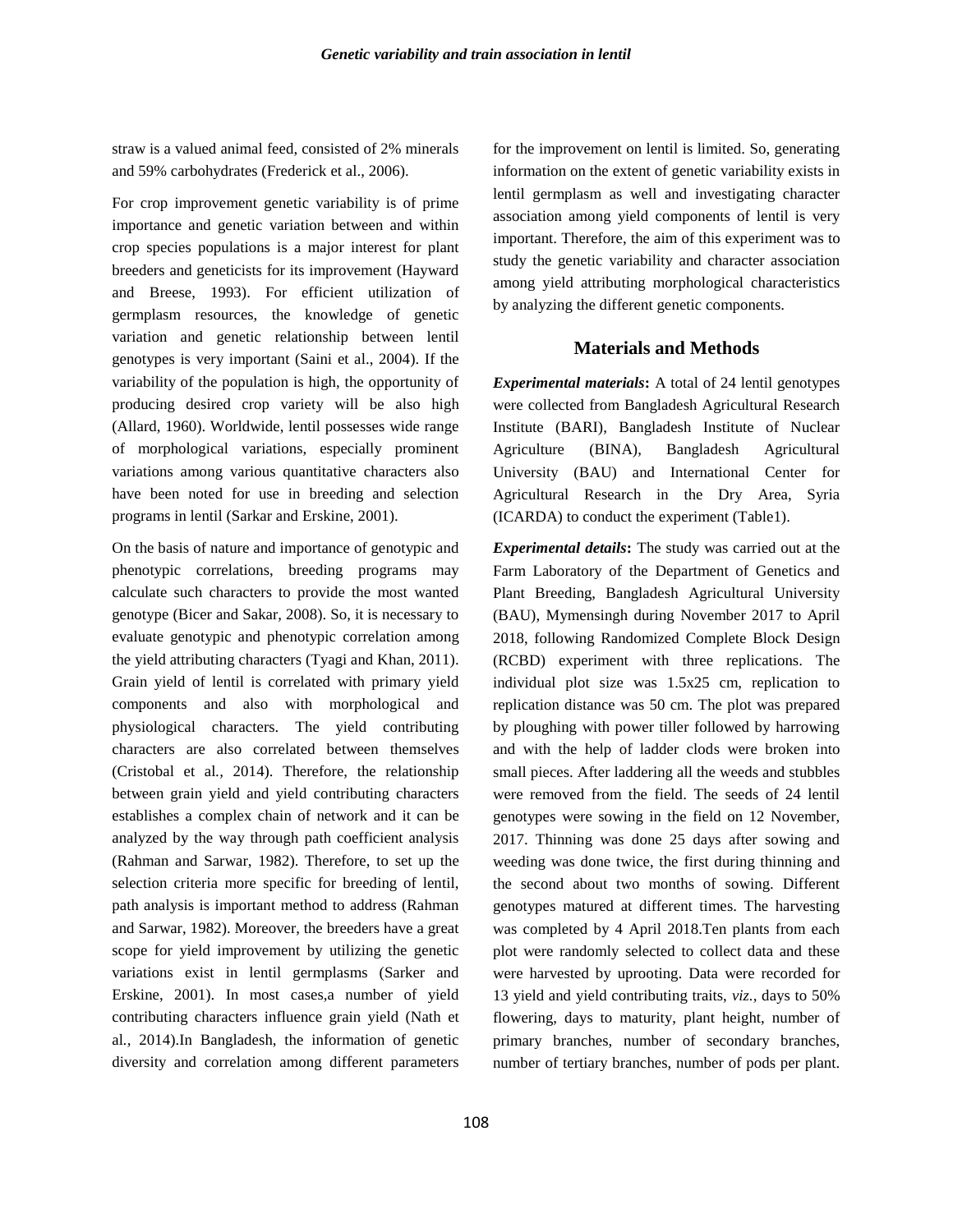straw is a valued animal feed, consisted of 2% minerals and 59% carbohydrates (Frederick et al., 2006).

For crop improvement genetic variability is of prime importance and genetic variation between and within crop species populations is a major interest for plant breeders and geneticists for its improvement (Hayward and Breese, 1993). For efficient utilization of germplasm resources, the knowledge of genetic variation and genetic relationship between lentil genotypes is very important (Saini et al., 2004). If the variability of the population is high, the opportunity of producing desired crop variety will be also high (Allard, 1960). Worldwide, lentil possesses wide range of morphological variations, especially prominent variations among various quantitative characters also have been noted for use in breeding and selection programs in lentil (Sarkar and Erskine, 2001).

On the basis of nature and importance of genotypic and phenotypic correlations, breeding programs may calculate such characters to provide the most wanted genotype (Bicer and Sakar, 2008). So, it is necessary to evaluate genotypic and phenotypic correlation among the yield attributing characters (Tyagi and Khan, 2011). Grain yield of lentil is correlated with primary yield components and also with morphological and physiological characters. The yield contributing characters are also correlated between themselves (Cristobal et al., 2014). Therefore, the relationship between grain yield and yield contributing characters establishes a complex chain of network and it can be analyzed by the way through path coefficient analysis (Rahman and Sarwar, 1982). Therefore, to set up the selection criteria more specific for breeding of lentil, path analysis is important method to address (Rahman and Sarwar, 1982). Moreover, the breeders have a great scope for yield improvement by utilizing the genetic variations exist in lentil germplasms (Sarker and Erskine, 2001). In most cases,a number of yield contributing characters influence grain yield (Nath et al., 2014).In Bangladesh, the information of genetic diversity and correlation among different parameters for the improvement on lentil is limited. So, generating information on the extent of genetic variability exists in lentil germplasm as well and investigating character association among yield components of lentil is very important. Therefore, the aim of this experiment was to study the genetic variability and character association among yield attributing morphological characteristics by analyzing the different genetic components.

## Materials and Methods

***Experimental materials*:** A total of 24 lentil genotypes were collected from Bangladesh Agricultural Research Institute (BARI), Bangladesh Institute of Nuclear Agriculture (BINA), Bangladesh Agricultural University (BAU) and International Center for Agricultural Research in the Dry Area, Syria (ICARDA) to conduct the experiment (Table1).

***Experimental details*:** The study was carried out at the Farm Laboratory of the Department of Genetics and Plant Breeding, Bangladesh Agricultural University (BAU), Mymensingh during November 2017 to April 2018, following Randomized Complete Block Design (RCBD) experiment with three replications. The individual plot size was 1.5x25 cm, replication to replication distance was 50 cm. The plot was prepared by ploughing with power tiller followed by harrowing and with the help of ladder clods were broken into small pieces. After laddering all the weeds and stubbles were removed from the field. The seeds of 24 lentil genotypes were sowing in the field on 12 November, 2017. Thinning was done 25 days after sowing and weeding was done twice, the first during thinning and the second about two months of sowing. Different genotypes matured at different times. The harvesting was completed by 4 April 2018.Ten plants from each plot were randomly selected to collect data and these were harvested by uprooting. Data were recorded for 13 yield and yield contributing traits, *viz.*, days to 50% flowering, days to maturity, plant height, number of primary branches, number of secondary branches, number of tertiary branches, number of pods per plant.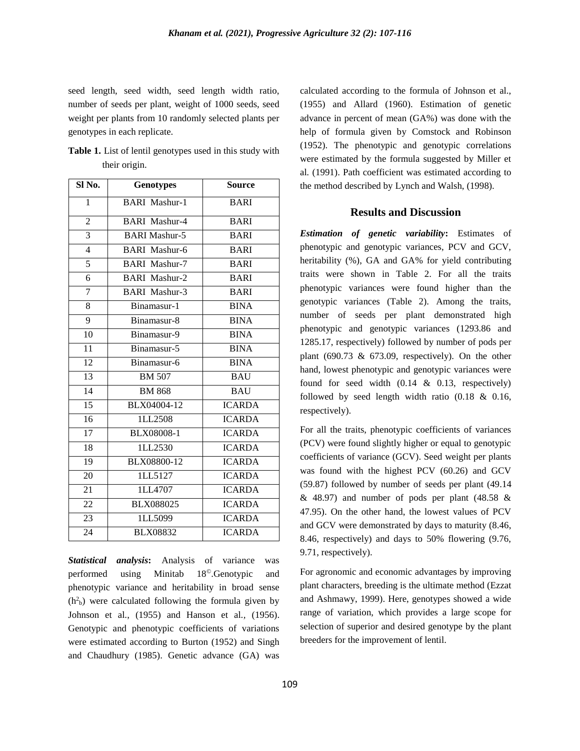seed length, seed width, seed length width ratio, number of seeds per plant, weight of 1000 seeds, seed weight per plants from 10 randomly selected plants per genotypes in each replicate.

**Table 1.** List of lentil genotypes used in this study with their origin.

| Sl No. | Genotypes | Source |
|---|---|---|
| 1 | BARI Mashur-1 | BARI |
| 2 | BARI Mashur-4 | BARI |
| 3 | BARI Mashur-5 | BARI |
| 4 | BARI Mashur-6 | BARI |
| 5 | BARI Mashur-7 | BARI |
| 6 | BARI Mashur-2 | BARI |
| 7 | BARI Mashur-3 | BARI |
| 8 | Binamasur-1 | BINA |
| 9 | Binamasur-8 | BINA |
| 10 | Binamasur-9 | BINA |
| 11 | Binamasur-5 | BINA |
| 12 | Binamasur-6 | BINA |
| 13 | BM 507 | BAU |
| 14 | BM 868 | BAU |
| 15 | BLX04004-12 | ICARDA |
| 16 | 1LL2508 | ICARDA |
| 17 | BLX08008-1 | ICARDA |
| 18 | 1LL2530 | ICARDA |
| 19 | BLX08800-12 | ICARDA |
| 20 | 1LL5127 | ICARDA |
| 21 | 1LL4707 | ICARDA |
| 22 | BLX088025 | ICARDA |
| 23 | 1LL5099 | ICARDA |
| 24 | BLX08832 | ICARDA |

***Statistical analysis*:** Analysis of variance was performed using Minitab 18©.Genotypic and phenotypic variance and heritability in broad sense ($h^2_b$) were calculated following the formula given by Johnson et al., (1955) and Hanson et al., (1956). Genotypic and phenotypic coefficients of variations were estimated according to Burton (1952) and Singh and Chaudhury (1985). Genetic advance (GA) was calculated according to the formula of Johnson et al., (1955) and Allard (1960). Estimation of genetic advance in percent of mean (GA%) was done with the help of formula given by Comstock and Robinson (1952). The phenotypic and genotypic correlations were estimated by the formula suggested by Miller et al. (1991). Path coefficient was estimated according to the method described by Lynch and Walsh, (1998).

## Results and Discussion

***Estimation of genetic variability*:** Estimates of phenotypic and genotypic variances, PCV and GCV, heritability (%), GA and GA% for yield contributing traits were shown in Table 2. For all the traits phenotypic variances were found higher than the genotypic variances (Table 2). Among the traits, number of seeds per plant demonstrated high phenotypic and genotypic variances (1293.86 and 1285.17, respectively) followed by number of pods per plant (690.73 & 673.09, respectively). On the other hand, lowest phenotypic and genotypic variances were found for seed width (0.14 & 0.13, respectively) followed by seed length width ratio (0.18 & 0.16, respectively).

For all the traits, phenotypic coefficients of variances (PCV) were found slightly higher or equal to genotypic coefficients of variance (GCV). Seed weight per plants was found with the highest PCV (60.26) and GCV (59.87) followed by number of seeds per plant (49.14 & 48.97) and number of pods per plant (48.58 & 47.95). On the other hand, the lowest values of PCV and GCV were demonstrated by days to maturity (8.46, 8.46, respectively) and days to 50% flowering (9.76, 9.71, respectively).

For agronomic and economic advantages by improving plant characters, breeding is the ultimate method (Ezzat and Ashmawy, 1999). Here, genotypes showed a wide range of variation, which provides a large scope for selection of superior and desired genotype by the plant breeders for the improvement of lentil.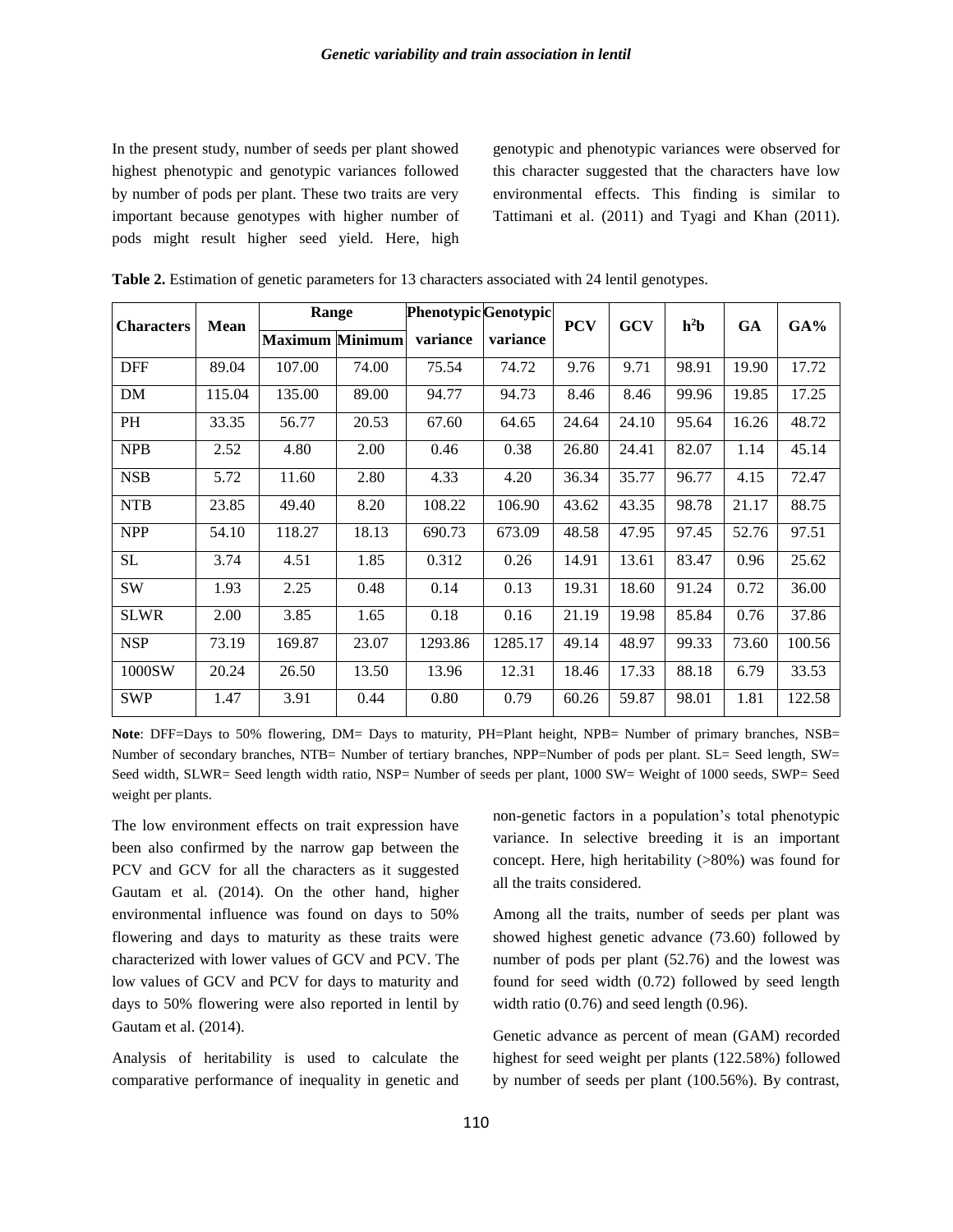In the present study, number of seeds per plant showed highest phenotypic and genotypic variances followed by number of pods per plant. These two traits are very important because genotypes with higher number of pods might result higher seed yield. Here, high genotypic and phenotypic variances were observed for this character suggested that the characters have low environmental effects. This finding is similar to Tattimani et al. (2011) and Tyagi and Khan (2011).

**Table 2.** Estimation of genetic parameters for 13 characters associated with 24 lentil genotypes.

| Characters | Mean | Range | | Phenotypic variance | Genotypic variance | PCV | GCV | $h^2b$ | GA | GA% |
|---|---|---|---|---|---|---|---|---|---|---|
| | | Maximum | Minimum | | | | | | | |
| DFF | 89.04 | 107.00 | 74.00 | 75.54 | 74.72 | 9.76 | 9.71 | 98.91 | 19.90 | 17.72 |
| DM | 115.04 | 135.00 | 89.00 | 94.77 | 94.73 | 8.46 | 8.46 | 99.96 | 19.85 | 17.25 |
| PH | 33.35 | 56.77 | 20.53 | 67.60 | 64.65 | 24.64 | 24.10 | 95.64 | 16.26 | 48.72 |
| NPB | 2.52 | 4.80 | 2.00 | 0.46 | 0.38 | 26.80 | 24.41 | 82.07 | 1.14 | 45.14 |
| NSB | 5.72 | 11.60 | 2.80 | 4.33 | 4.20 | 36.34 | 35.77 | 96.77 | 4.15 | 72.47 |
| NTB | 23.85 | 49.40 | 8.20 | 108.22 | 106.90 | 43.62 | 43.35 | 98.78 | 21.17 | 88.75 |
| NPP | 54.10 | 118.27 | 18.13 | 690.73 | 673.09 | 48.58 | 47.95 | 97.45 | 52.76 | 97.51 |
| SL | 3.74 | 4.51 | 1.85 | 0.312 | 0.26 | 14.91 | 13.61 | 83.47 | 0.96 | 25.62 |
| SW | 1.93 | 2.25 | 0.48 | 0.14 | 0.13 | 19.31 | 18.60 | 91.24 | 0.72 | 36.00 |
| SLWR | 2.00 | 3.85 | 1.65 | 0.18 | 0.16 | 21.19 | 19.98 | 85.84 | 0.76 | 37.86 |
| NSP | 73.19 | 169.87 | 23.07 | 1293.86 | 1285.17 | 49.14 | 48.97 | 99.33 | 73.60 | 100.56 |
| 1000SW | 20.24 | 26.50 | 13.50 | 13.96 | 12.31 | 18.46 | 17.33 | 88.18 | 6.79 | 33.53 |
| SWP | 1.47 | 3.91 | 0.44 | 0.80 | 0.79 | 60.26 | 59.87 | 98.01 | 1.81 | 122.58 |

**Note**: DFF=Days to 50% flowering, DM= Days to maturity, PH=Plant height, NPB= Number of primary branches, NSB= Number of secondary branches, NTB= Number of tertiary branches, NPP=Number of pods per plant. SL= Seed length, SW= Seed width, SLWR= Seed length width ratio, NSP= Number of seeds per plant, 1000 SW= Weight of 1000 seeds, SWP= Seed weight per plants.

The low environment effects on trait expression have been also confirmed by the narrow gap between the PCV and GCV for all the characters as it suggested Gautam et al. (2014). On the other hand, higher environmental influence was found on days to 50% flowering and days to maturity as these traits were characterized with lower values of GCV and PCV. The low values of GCV and PCV for days to maturity and days to 50% flowering were also reported in lentil by Gautam et al. (2014).

Analysis of heritability is used to calculate the comparative performance of inequality in genetic and non-genetic factors in a population's total phenotypic variance. In selective breeding it is an important concept. Here, high heritability (>80%) was found for all the traits considered.

Among all the traits, number of seeds per plant was showed highest genetic advance (73.60) followed by number of pods per plant (52.76) and the lowest was found for seed width (0.72) followed by seed length width ratio (0.76) and seed length (0.96).

Genetic advance as percent of mean (GAM) recorded highest for seed weight per plants (122.58%) followed by number of seeds per plant (100.56%). By contrast,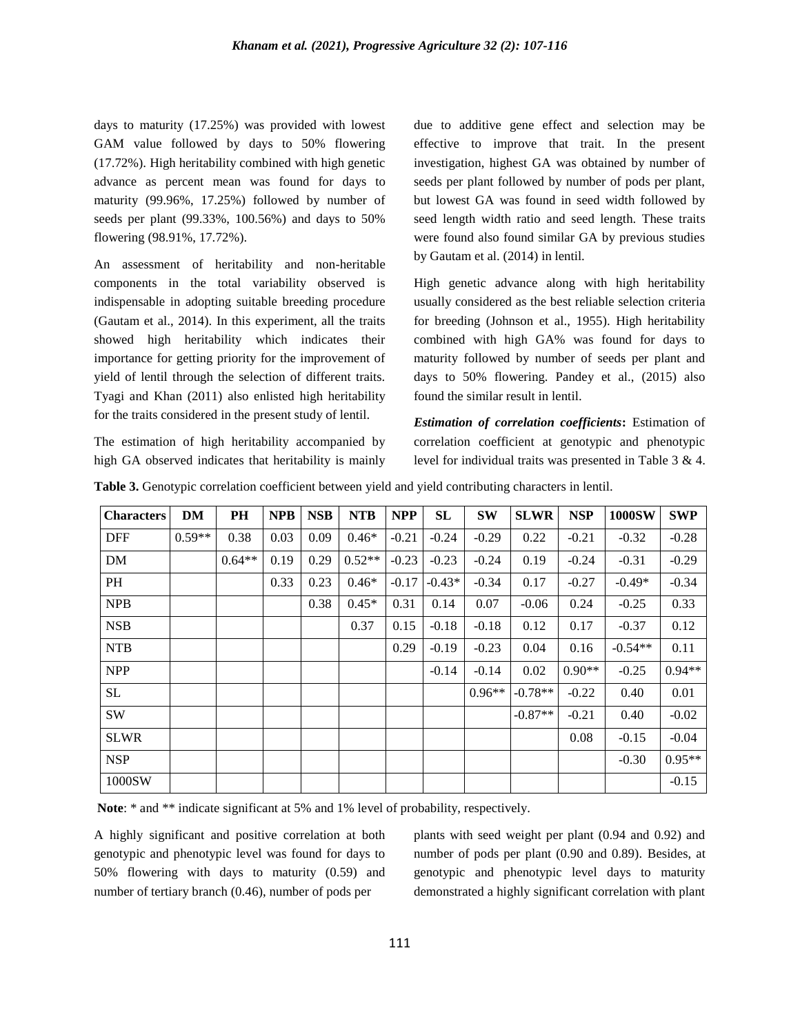days to maturity (17.25%) was provided with lowest GAM value followed by days to 50% flowering (17.72%). High heritability combined with high genetic advance as percent mean was found for days to maturity (99.96%, 17.25%) followed by number of seeds per plant (99.33%, 100.56%) and days to 50% flowering (98.91%, 17.72%).

An assessment of heritability and non-heritable components in the total variability observed is indispensable in adopting suitable breeding procedure (Gautam et al., 2014). In this experiment, all the traits showed high heritability which indicates their importance for getting priority for the improvement of yield of lentil through the selection of different traits. Tyagi and Khan (2011) also enlisted high heritability for the traits considered in the present study of lentil.

The estimation of high heritability accompanied by high GA observed indicates that heritability is mainly due to additive gene effect and selection may be effective to improve that trait. In the present investigation, highest GA was obtained by number of seeds per plant followed by number of pods per plant, but lowest GA was found in seed width followed by seed length width ratio and seed length. These traits were found also found similar GA by previous studies by Gautam et al. (2014) in lentil.

High genetic advance along with high heritability usually considered as the best reliable selection criteria for breeding (Johnson et al., 1955). High heritability combined with high GA% was found for days to maturity followed by number of seeds per plant and days to 50% flowering. Pandey et al., (2015) also found the similar result in lentil.

***Estimation of correlation coefficients*:** Estimation of correlation coefficient at genotypic and phenotypic level for individual traits was presented in Table 3 & 4.

**Table 3.** Genotypic correlation coefficient between yield and yield contributing characters in lentil.

| Characters | DM | PH | NPB | NSB | NTB | NPP | SL | SW | SLWR | NSP | 1000SW | SWP |
|---|---|---|---|---|---|---|---|---|---|---|---|---|
| DFF | 0.59** | 0.38 | 0.03 | 0.09 | 0.46* | -0.21 | -0.24 | -0.29 | 0.22 | -0.21 | -0.32 | -0.28 |
| DM | | 0.64** | 0.19 | 0.29 | 0.52** | -0.23 | -0.23 | -0.24 | 0.19 | -0.24 | -0.31 | -0.29 |
| PH | | | 0.33 | 0.23 | 0.46* | -0.17 | -0.43* | -0.34 | 0.17 | -0.27 | -0.49* | -0.34 |
| NPB | | | | 0.38 | 0.45* | 0.31 | 0.14 | 0.07 | -0.06 | 0.24 | -0.25 | 0.33 |
| NSB | | | | | 0.37 | 0.15 | -0.18 | -0.18 | 0.12 | 0.17 | -0.37 | 0.12 |
| NTB | | | | | | 0.29 | -0.19 | -0.23 | 0.04 | 0.16 | -0.54** | 0.11 |
| NPP | | | | | | | -0.14 | -0.14 | 0.02 | 0.90** | -0.25 | 0.94** |
| SL | | | | | | | | 0.96** | -0.78** | -0.22 | 0.40 | 0.01 |
| SW | | | | | | | | | -0.87** | -0.21 | 0.40 | -0.02 |
| SLWR | | | | | | | | | | 0.08 | -0.15 | -0.04 |
| NSP | | | | | | | | | | | -0.30 | 0.95** |
| 1000SW | | | | | | | | | | | | -0.15 |

**Note**: * and ** indicate significant at 5% and 1% level of probability, respectively.

A highly significant and positive correlation at both genotypic and phenotypic level was found for days to 50% flowering with days to maturity (0.59) and number of tertiary branch (0.46), number of pods per plants with seed weight per plant (0.94 and 0.92) and number of pods per plant (0.90 and 0.89). Besides, at genotypic and phenotypic level days to maturity demonstrated a highly significant correlation with plant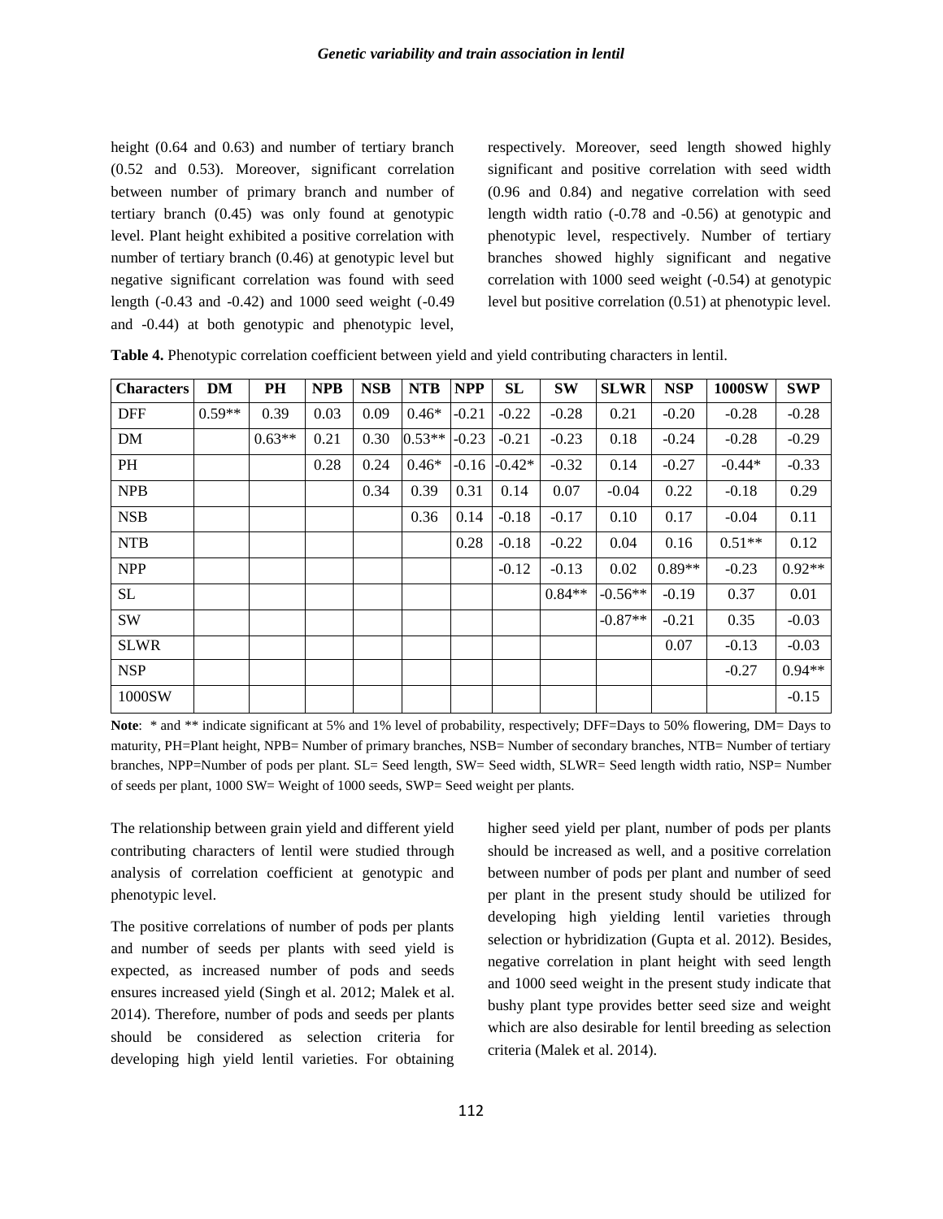height (0.64 and 0.63) and number of tertiary branch (0.52 and 0.53). Moreover, significant correlation between number of primary branch and number of tertiary branch (0.45) was only found at genotypic level. Plant height exhibited a positive correlation with number of tertiary branch (0.46) at genotypic level but negative significant correlation was found with seed length (-0.43 and -0.42) and 1000 seed weight (-0.49 and -0.44) at both genotypic and phenotypic level, respectively. Moreover, seed length showed highly significant and positive correlation with seed width (0.96 and 0.84) and negative correlation with seed length width ratio (-0.78 and -0.56) at genotypic and phenotypic level, respectively. Number of tertiary branches showed highly significant and negative correlation with 1000 seed weight (-0.54) at genotypic level but positive correlation (0.51) at phenotypic level.

**Table 4.** Phenotypic correlation coefficient between yield and yield contributing characters in lentil.

| Characters | DM | PH | NPB | NSB | NTB | NPP | SL | SW | SLWR | NSP | 1000SW | SWP |
|---|---|---|---|---|---|---|---|---|---|---|---|---|
| DFF | 0.59** | 0.39 | 0.03 | 0.09 | 0.46* | -0.21 | -0.22 | -0.28 | 0.21 | -0.20 | -0.28 | -0.28 |
| DM | | 0.63** | 0.21 | 0.30 | 0.53** | -0.23 | -0.21 | -0.23 | 0.18 | -0.24 | -0.28 | -0.29 |
| PH | | | 0.28 | 0.24 | 0.46* | -0.16 | -0.42* | -0.32 | 0.14 | -0.27 | -0.44* | -0.33 |
| NPB | | | | 0.34 | 0.39 | 0.31 | 0.14 | 0.07 | -0.04 | 0.22 | -0.18 | 0.29 |
| NSB | | | | | 0.36 | 0.14 | -0.18 | -0.17 | 0.10 | 0.17 | -0.04 | 0.11 |
| NTB | | | | | | 0.28 | -0.18 | -0.22 | 0.04 | 0.16 | 0.51** | 0.12 |
| NPP | | | | | | | -0.12 | -0.13 | 0.02 | 0.89** | -0.23 | 0.92** |
| SL | | | | | | | | 0.84** | -0.56** | -0.19 | 0.37 | 0.01 |
| SW | | | | | | | | | -0.87** | -0.21 | 0.35 | -0.03 |
| SLWR | | | | | | | | | | 0.07 | -0.13 | -0.03 |
| NSP | | | | | | | | | | | -0.27 | 0.94** |
| 1000SW | | | | | | | | | | | | -0.15 |

**Note**: * and ** indicate significant at 5% and 1% level of probability, respectively; DFF=Days to 50% flowering, DM= Days to maturity, PH=Plant height, NPB= Number of primary branches, NSB= Number of secondary branches, NTB= Number of tertiary branches, NPP=Number of pods per plant. SL= Seed length, SW= Seed width, SLWR= Seed length width ratio, NSP= Number of seeds per plant, 1000 SW= Weight of 1000 seeds, SWP= Seed weight per plants.

The relationship between grain yield and different yield contributing characters of lentil were studied through analysis of correlation coefficient at genotypic and phenotypic level.

The positive correlations of number of pods per plants and number of seeds per plants with seed yield is expected, as increased number of pods and seeds ensures increased yield (Singh et al. 2012; Malek et al. 2014). Therefore, number of pods and seeds per plants should be considered as selection criteria for developing high yield lentil varieties. For obtaining higher seed yield per plant, number of pods per plants should be increased as well, and a positive correlation between number of pods per plant and number of seed per plant in the present study should be utilized for developing high yielding lentil varieties through selection or hybridization (Gupta et al. 2012). Besides, negative correlation in plant height with seed length and 1000 seed weight in the present study indicate that bushy plant type provides better seed size and weight which are also desirable for lentil breeding as selection criteria (Malek et al. 2014).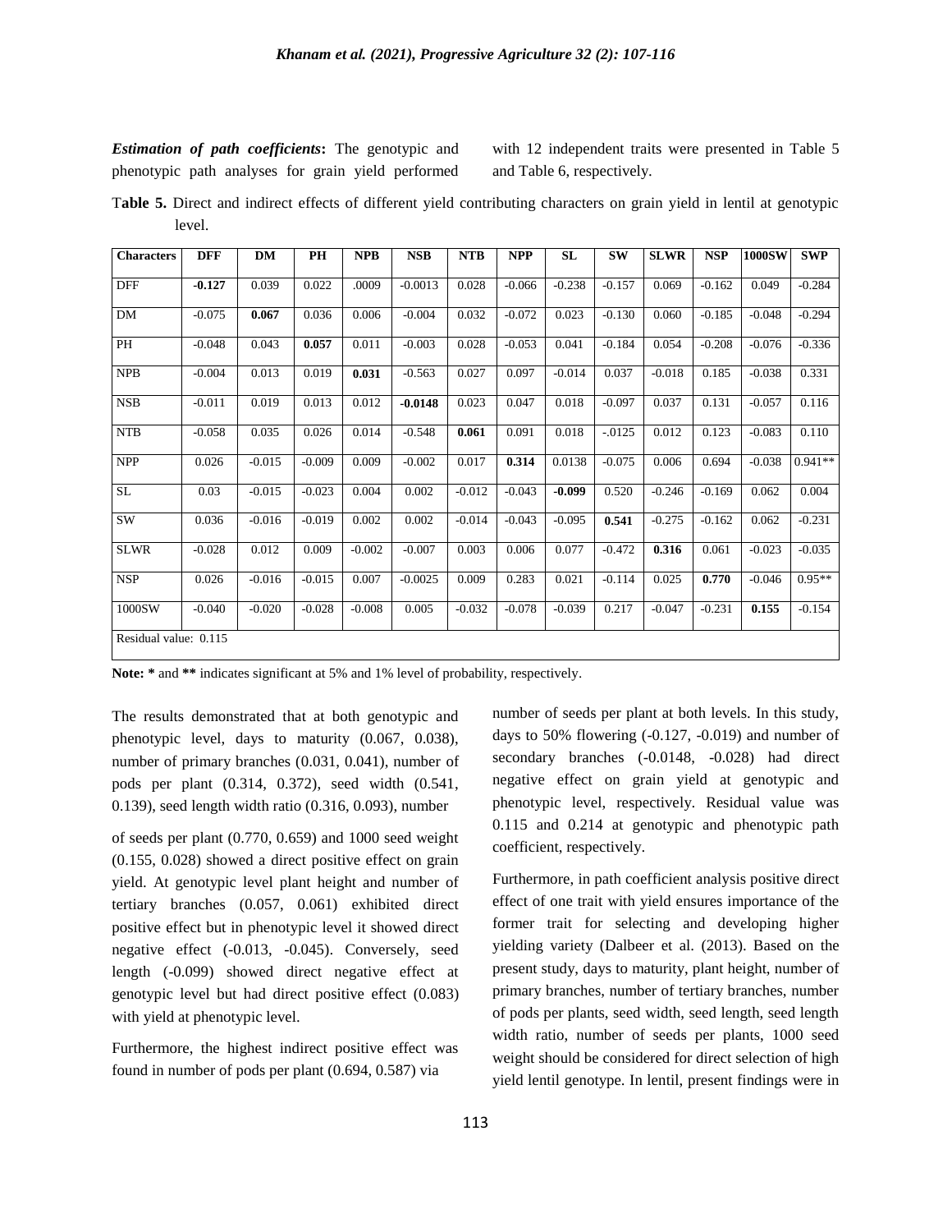***Estimation of path coefficients*:** The genotypic and phenotypic path analyses for grain yield performed with 12 independent traits were presented in Table 5 and Table 6, respectively.

**Table 5.** Direct and indirect effects of different yield contributing characters on grain yield in lentil at genotypic level.

| Characters | DFF | DM | PH | NPB | NSB | NTB | NPP | SL | SW | SLWR | NSP | 1000SW | SWP |
|---|---|---|---|---|---|---|---|---|---|---|---|---|---|
| DFF | **-0.127** | 0.039 | 0.022 | .0009 | -0.0013 | 0.028 | -0.066 | -0.238 | -0.157 | 0.069 | -0.162 | 0.049 | -0.284 |
| DM | -0.075 | **0.067** | 0.036 | 0.006 | -0.004 | 0.032 | -0.072 | 0.023 | -0.130 | 0.060 | -0.185 | -0.048 | -0.294 |
| PH | -0.048 | 0.043 | **0.057** | 0.011 | -0.003 | 0.028 | -0.053 | 0.041 | -0.184 | 0.054 | -0.208 | -0.076 | -0.336 |
| NPB | -0.004 | 0.013 | 0.019 | **0.031** | -0.563 | 0.027 | 0.097 | -0.014 | 0.037 | -0.018 | 0.185 | -0.038 | 0.331 |
| NSB | -0.011 | 0.019 | 0.013 | 0.012 | **-0.0148** | 0.023 | 0.047 | 0.018 | -0.097 | 0.037 | 0.131 | -0.057 | 0.116 |
| NTB | -0.058 | 0.035 | 0.026 | 0.014 | -0.548 | **0.061** | 0.091 | 0.018 | -.0125 | 0.012 | 0.123 | -0.083 | 0.110 |
| NPP | 0.026 | -0.015 | -0.009 | 0.009 | -0.002 | 0.017 | **0.314** | 0.0138 | -0.075 | 0.006 | 0.694 | -0.038 | 0.941** |
| SL | 0.03 | -0.015 | -0.023 | 0.004 | 0.002 | -0.012 | -0.043 | **-0.099** | 0.520 | -0.246 | -0.169 | 0.062 | 0.004 |
| SW | 0.036 | -0.016 | -0.019 | 0.002 | 0.002 | -0.014 | -0.043 | -0.095 | **0.541** | -0.275 | -0.162 | 0.062 | -0.231 |
| SLWR | -0.028 | 0.012 | 0.009 | -0.002 | -0.007 | 0.003 | 0.006 | 0.077 | -0.472 | **0.316** | 0.061 | -0.023 | -0.035 |
| NSP | 0.026 | -0.016 | -0.015 | 0.007 | -0.0025 | 0.009 | 0.283 | 0.021 | -0.114 | 0.025 | **0.770** | -0.046 | 0.95** |
| 1000SW | -0.040 | -0.020 | -0.028 | -0.008 | 0.005 | -0.032 | -0.078 | -0.039 | 0.217 | -0.047 | -0.231 | **0.155** | -0.154 |
| Residual value: 0.115 | | | | | | | | | | | | | |

**Note:** * and ** indicates significant at 5% and 1% level of probability, respectively.

The results demonstrated that at both genotypic and phenotypic level, days to maturity (0.067, 0.038), number of primary branches (0.031, 0.041), number of pods per plant (0.314, 0.372), seed width (0.541, 0.139), seed length width ratio (0.316, 0.093), number of seeds per plant (0.770, 0.659) and 1000 seed weight (0.155, 0.028) showed a direct positive effect on grain yield. At genotypic level plant height and number of tertiary branches (0.057, 0.061) exhibited direct positive effect but in phenotypic level it showed direct negative effect (-0.013, -0.045). Conversely, seed length (-0.099) showed direct negative effect at genotypic level but had direct positive effect (0.083) with yield at phenotypic level.

Furthermore, the highest indirect positive effect was found in number of pods per plant (0.694, 0.587) via number of seeds per plant at both levels. In this study, days to 50% flowering (-0.127, -0.019) and number of secondary branches (-0.0148, -0.028) had direct negative effect on grain yield at genotypic and phenotypic level, respectively. Residual value was 0.115 and 0.214 at genotypic and phenotypic path coefficient, respectively.

Furthermore, in path coefficient analysis positive direct effect of one trait with yield ensures importance of the former trait for selecting and developing higher yielding variety (Dalbeer et al. (2013). Based on the present study, days to maturity, plant height, number of primary branches, number of tertiary branches, number of pods per plants, seed width, seed length, seed length width ratio, number of seeds per plants, 1000 seed weight should be considered for direct selection of high yield lentil genotype. In lentil, present findings were in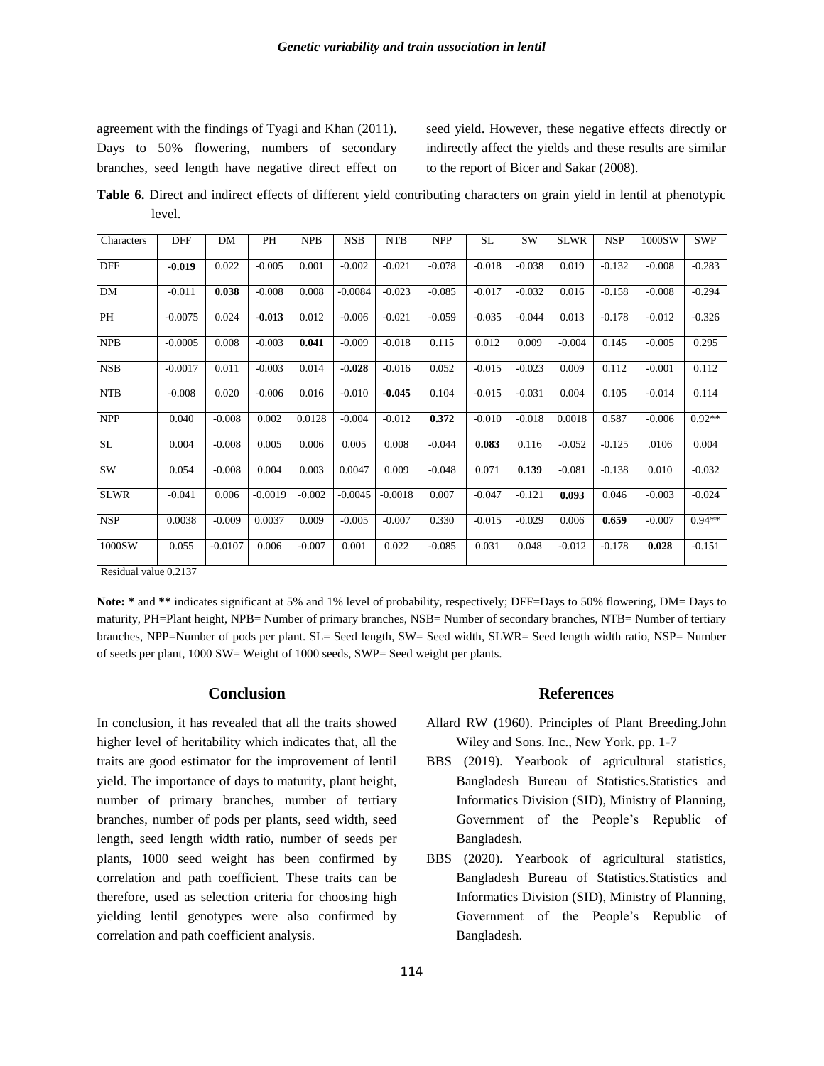agreement with the findings of Tyagi and Khan (2011). Days to 50% flowering, numbers of secondary branches, seed length have negative direct effect on seed yield. However, these negative effects directly or indirectly affect the yields and these results are similar to the report of Bicer and Sakar (2008).

**Table 6.** Direct and indirect effects of different yield contributing characters on grain yield in lentil at phenotypic level.

| Characters | DFF | DM | PH | NPB | NSB | NTB | NPP | SL | SW | SLWR | NSP | 1000SW | SWP |
|---|---|---|---|---|---|---|---|---|---|---|---|---|---|
| DFF | **-0.019** | 0.022 | -0.005 | 0.001 | -0.002 | -0.021 | -0.078 | -0.018 | -0.038 | 0.019 | -0.132 | -0.008 | -0.283 |
| DM | -0.011 | **0.038** | -0.008 | 0.008 | -0.0084 | -0.023 | -0.085 | -0.017 | -0.032 | 0.016 | -0.158 | -0.008 | -0.294 |
| PH | -0.0075 | 0.024 | **-0.013** | 0.012 | -0.006 | -0.021 | -0.059 | -0.035 | -0.044 | 0.013 | -0.178 | -0.012 | -0.326 |
| NPB | -0.0005 | 0.008 | -0.003 | **0.041** | -0.009 | -0.018 | 0.115 | 0.012 | 0.009 | -0.004 | 0.145 | -0.005 | 0.295 |
| NSB | -0.0017 | 0.011 | -0.003 | 0.014 | -0.**028** | -0.016 | 0.052 | -0.015 | -0.023 | 0.009 | 0.112 | -0.001 | 0.112 |
| NTB | -0.008 | 0.020 | -0.006 | 0.016 | -0.010 | **-0.045** | 0.104 | -0.015 | -0.031 | 0.004 | 0.105 | -0.014 | 0.114 |
| NPP | 0.040 | -0.008 | 0.002 | 0.0128 | -0.004 | -0.012 | **0.372** | -0.010 | -0.018 | 0.0018 | 0.587 | -0.006 | 0.92** |
| SL | 0.004 | -0.008 | 0.005 | 0.006 | 0.005 | 0.008 | -0.044 | **0.083** | 0.116 | -0.052 | -0.125 | .0106 | 0.004 |
| SW | 0.054 | -0.008 | 0.004 | 0.003 | 0.0047 | 0.009 | -0.048 | 0.071 | **0.139** | -0.081 | -0.138 | 0.010 | -0.032 |
| SLWR | -0.041 | 0.006 | -0.0019 | -0.002 | -0.0045 | -0.0018 | 0.007 | -0.047 | -0.121 | **0.093** | 0.046 | -0.003 | -0.024 |
| NSP | 0.0038 | -0.009 | 0.0037 | 0.009 | -0.005 | -0.007 | 0.330 | -0.015 | -0.029 | 0.006 | **0.659** | -0.007 | 0.94** |
| 1000SW | 0.055 | -0.0107 | 0.006 | -0.007 | 0.001 | 0.022 | -0.085 | 0.031 | 0.048 | -0.012 | -0.178 | **0.028** | -0.151 |
| Residual value 0.2137 | | | | | | | | | | | | | |

**Note:** * and ** indicates significant at 5% and 1% level of probability, respectively; DFF=Days to 50% flowering, DM= Days to maturity, PH=Plant height, NPB= Number of primary branches, NSB= Number of secondary branches, NTB= Number of tertiary branches, NPP=Number of pods per plant. SL= Seed length, SW= Seed width, SLWR= Seed length width ratio, NSP= Number of seeds per plant, 1000 SW= Weight of 1000 seeds, SWP= Seed weight per plants.

## Conclusion

In conclusion, it has revealed that all the traits showed higher level of heritability which indicates that, all the traits are good estimator for the improvement of lentil yield. The importance of days to maturity, plant height, number of primary branches, number of tertiary branches, number of pods per plants, seed width, seed length, seed length width ratio, number of seeds per plants, 1000 seed weight has been confirmed by correlation and path coefficient. These traits can be therefore, used as selection criteria for choosing high yielding lentil genotypes were also confirmed by correlation and path coefficient analysis.

## References

Allard RW (1960). Principles of Plant Breeding.John Wiley and Sons. Inc., New York. pp. 1-7

BBS (2019). Yearbook of agricultural statistics, Bangladesh Bureau of Statistics.Statistics and Informatics Division (SID), Ministry of Planning, Government of the People's Republic of Bangladesh.

BBS (2020). Yearbook of agricultural statistics, Bangladesh Bureau of Statistics.Statistics and Informatics Division (SID), Ministry of Planning, Government of the People's Republic of Bangladesh.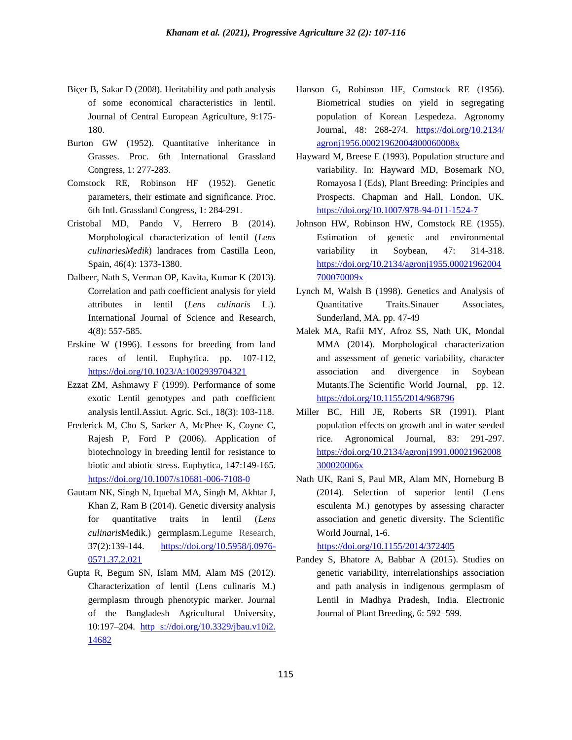Biçer B, Sakar D (2008). Heritability and path analysis of some economical characteristics in lentil. Journal of Central European Agriculture, 9:175-180.

Burton GW (1952). Quantitative inheritance in Grasses. Proc. 6th International Grassland Congress, 1: 277-283.

Comstock RE, Robinson HF (1952). Genetic parameters, their estimate and significance. Proc. 6th Intl. Grassland Congress, 1: 284-291.

Cristobal MD, Pando V, Herrero B (2014). Morphological characterization of lentil (*Lens culinariesMedik*) landraces from Castilla Leon, Spain, 46(4): 1373-1380.

Dalbeer, Nath S, Verman OP, Kavita, Kumar K (2013). Correlation and path coefficient analysis for yield attributes in lentil (*Lens culinaris* L.). International Journal of Science and Research, 4(8): 557-585.

Erskine W (1996). Lessons for breeding from land races of lentil. Euphytica. pp. 107-112, https://doi.org/10.1023/A:1002939704321

Ezzat ZM, Ashmawy F (1999). Performance of some exotic Lentil genotypes and path coefficient analysis lentil.Assiut. Agric. Sci., 18(3): 103-118.

Frederick M, Cho S, Sarker A, McPhee K, Coyne C, Rajesh P, Ford P (2006). Application of biotechnology in breeding lentil for resistance to biotic and abiotic stress. Euphytica, 147:149-165. https://doi.org/10.1007/s10681-006-7108-0

Gautam NK, Singh N, Iquebal MA, Singh M, Akhtar J, Khan Z, Ram B (2014). Genetic diversity analysis for quantitative traits in lentil (*Lens culinaris*Medik.) germplasm.Legume Research, 37(2):139-144. https://doi.org/10.5958/j.0976-0571.37.2.021

Gupta R, Begum SN, Islam MM, Alam MS (2012). Characterization of lentil (Lens culinaris M.) germplasm through phenotypic marker. Journal of the Bangladesh Agricultural University, 10:197–204. http s://doi.org/10.3329/jbau.v10i2.14682

Hanson G, Robinson HF, Comstock RE (1956). Biometrical studies on yield in segregating population of Korean Lespedeza. Agronomy Journal, 48: 268-274. https://doi.org/10.2134/agronj1956.00021962004800060008x

Hayward M, Breese E (1993). Population structure and variability. In: Hayward MD, Bosemark NO, Romayosa I (Eds), Plant Breeding: Principles and Prospects. Chapman and Hall, London, UK. https://doi.org/10.1007/978-94-011-1524-7

Johnson HW, Robinson HW, Comstock RE (1955). Estimation of genetic and environmental variability in Soybean, 47: 314-318. https://doi.org/10.2134/agronj1955.00021962004700070009x

Lynch M, Walsh B (1998). Genetics and Analysis of Quantitative Traits.Sinauer Associates, Sunderland, MA. pp. 47-49

Malek MA, Rafii MY, Afroz SS, Nath UK, Mondal MMA (2014). Morphological characterization and assessment of genetic variability, character association and divergence in Soybean Mutants.The Scientific World Journal, pp. 12. https://doi.org/10.1155/2014/968796

Miller BC, Hill JE, Roberts SR (1991). Plant population effects on growth and in water seeded rice. Agronomical Journal, 83: 291-297. https://doi.org/10.2134/agronj1991.00021962008300020006x

Nath UK, Rani S, Paul MR, Alam MN, Horneburg B (2014). Selection of superior lentil (Lens esculenta M.) genotypes by assessing character association and genetic diversity. The Scientific World Journal, 1-6. https://doi.org/10.1155/2014/372405

Pandey S, Bhatore A, Babbar A (2015). Studies on genetic variability, interrelationships association and path analysis in indigenous germplasm of Lentil in Madhya Pradesh, India. Electronic Journal of Plant Breeding, 6: 592–599.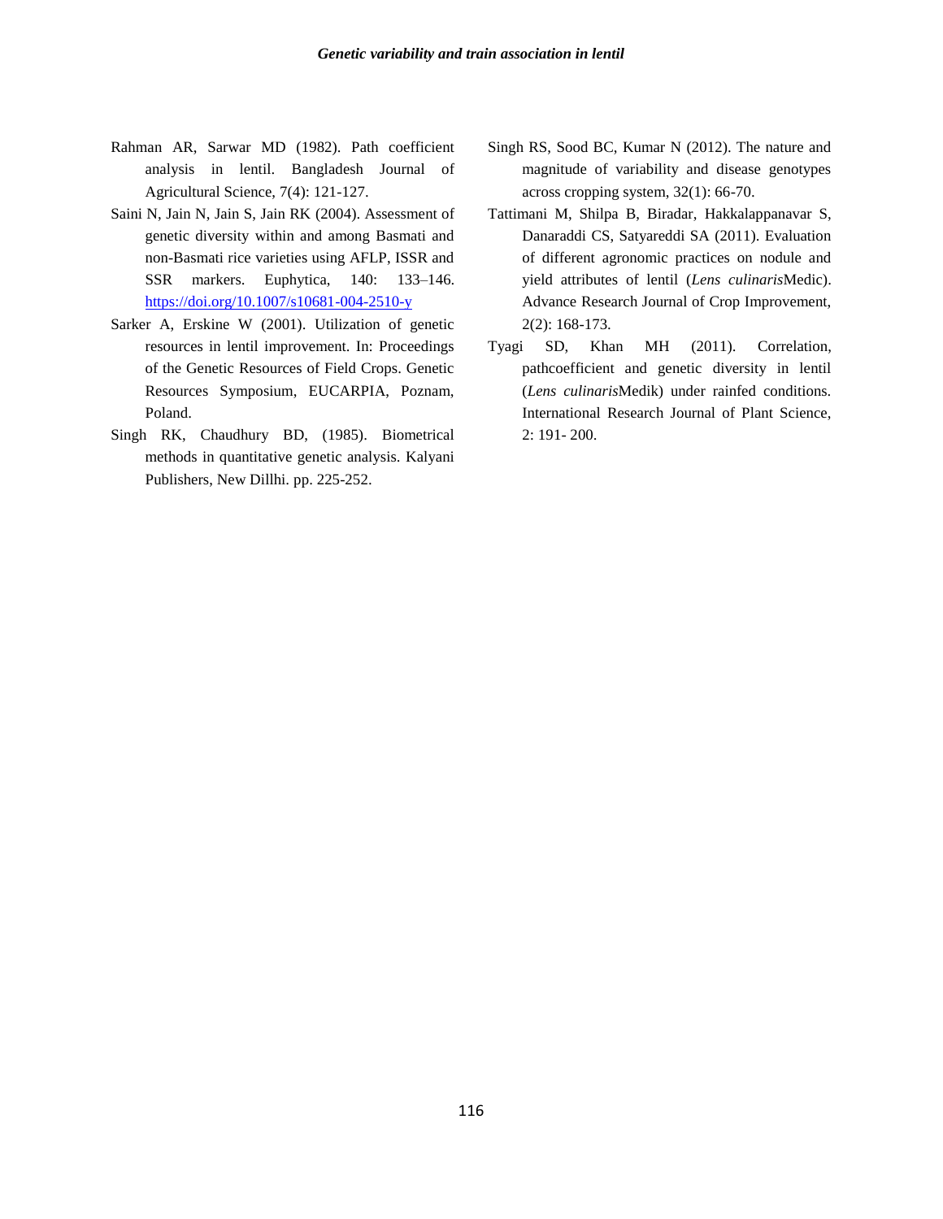Rahman AR, Sarwar MD (1982). Path coefficient analysis in lentil. Bangladesh Journal of Agricultural Science, 7(4): 121-127.

Saini N, Jain N, Jain S, Jain RK (2004). Assessment of genetic diversity within and among Basmati and non-Basmati rice varieties using AFLP, ISSR and SSR markers. Euphytica, 140: 133–146. https://doi.org/10.1007/s10681-004-2510-y

Sarker A, Erskine W (2001). Utilization of genetic resources in lentil improvement. In: Proceedings of the Genetic Resources of Field Crops. Genetic Resources Symposium, EUCARPIA, Poznam, Poland.

Singh RK, Chaudhury BD, (1985). Biometrical methods in quantitative genetic analysis. Kalyani Publishers, New Dillhi. pp. 225-252.

Singh RS, Sood BC, Kumar N (2012). The nature and magnitude of variability and disease genotypes across cropping system, 32(1): 66-70.

Tattimani M, Shilpa B, Biradar, Hakkalappanavar S, Danaraddi CS, Satyareddi SA (2011). Evaluation of different agronomic practices on nodule and yield attributes of lentil (*Lens culinaris*Medic). Advance Research Journal of Crop Improvement, 2(2): 168-173.

Tyagi SD, Khan MH (2011). Correlation, pathcoefficient and genetic diversity in lentil (*Lens culinaris*Medik) under rainfed conditions. International Research Journal of Plant Science, 2: 191- 200.